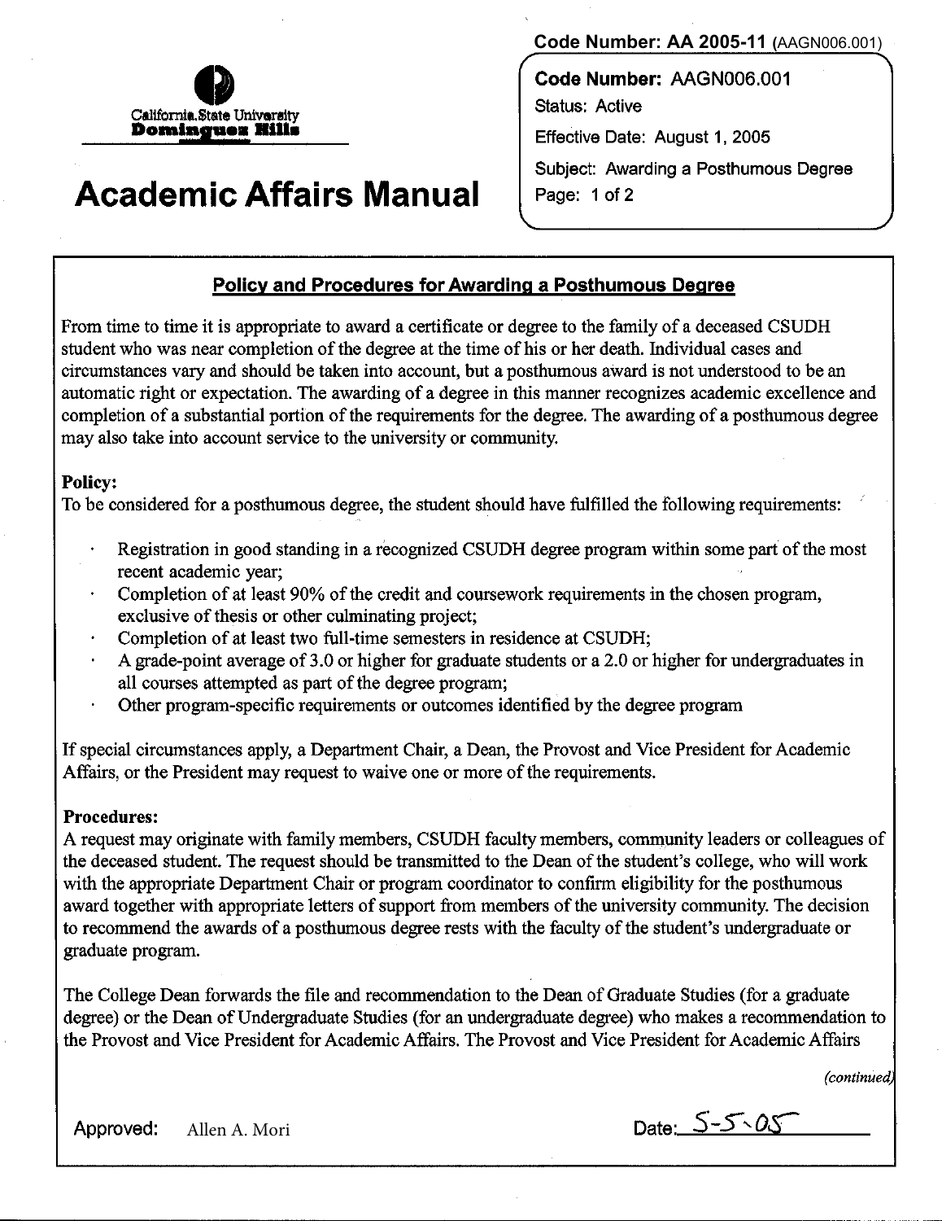**Code Number: AA 2005-11** (AAGN006.001)

California State University
Dominguez Hills

# Academic Affairs Manual

**Code Number:** AAGN006.001
Status: Active
Effective Date: August 1, 2005
Subject: Awarding a Posthumous Degree

## Policy and Procedures for Awarding a Posthumous Degree

From time to time it is appropriate to award a certificate or degree to the family of a deceased CSUDH student who was near completion of the degree at the time of his or her death. Individual cases and circumstances vary and should be taken into account, but a posthumous award is not understood to be an automatic right or expectation. The awarding of a degree in this manner recognizes academic excellence and completion of a substantial portion of the requirements for the degree. The awarding of a posthumous degree may also take into account service to the university or community.

**Policy:**
To be considered for a posthumous degree, the student should have fulfilled the following requirements:

- Registration in good standing in a recognized CSUDH degree program within some part of the most recent academic year;
- Completion of at least 90% of the credit and coursework requirements in the chosen program, exclusive of thesis or other culminating project;
- Completion of at least two full-time semesters in residence at CSUDH;
- A grade-point average of 3.0 or higher for graduate students or a 2.0 or higher for undergraduates in all courses attempted as part of the degree program;
- Other program-specific requirements or outcomes identified by the degree program

If special circumstances apply, a Department Chair, a Dean, the Provost and Vice President for Academic Affairs, or the President may request to waive one or more of the requirements.

**Procedures:**
A request may originate with family members, CSUDH faculty members, community leaders or colleagues of the deceased student. The request should be transmitted to the Dean of the student's college, who will work with the appropriate Department Chair or program coordinator to confirm eligibility for the posthumous award together with appropriate letters of support from members of the university community. The decision to recommend the awards of a posthumous degree rests with the faculty of the student's undergraduate or graduate program.

The College Dean forwards the file and recommendation to the Dean of Graduate Studies (for a graduate degree) or the Dean of Undergraduate Studies (for an undergraduate degree) who makes a recommendation to the Provost and Vice President for Academic Affairs. The Provost and Vice President for Academic Affairs

*(continued)*

Approved: Allen A. Mori

Date: 5-5-05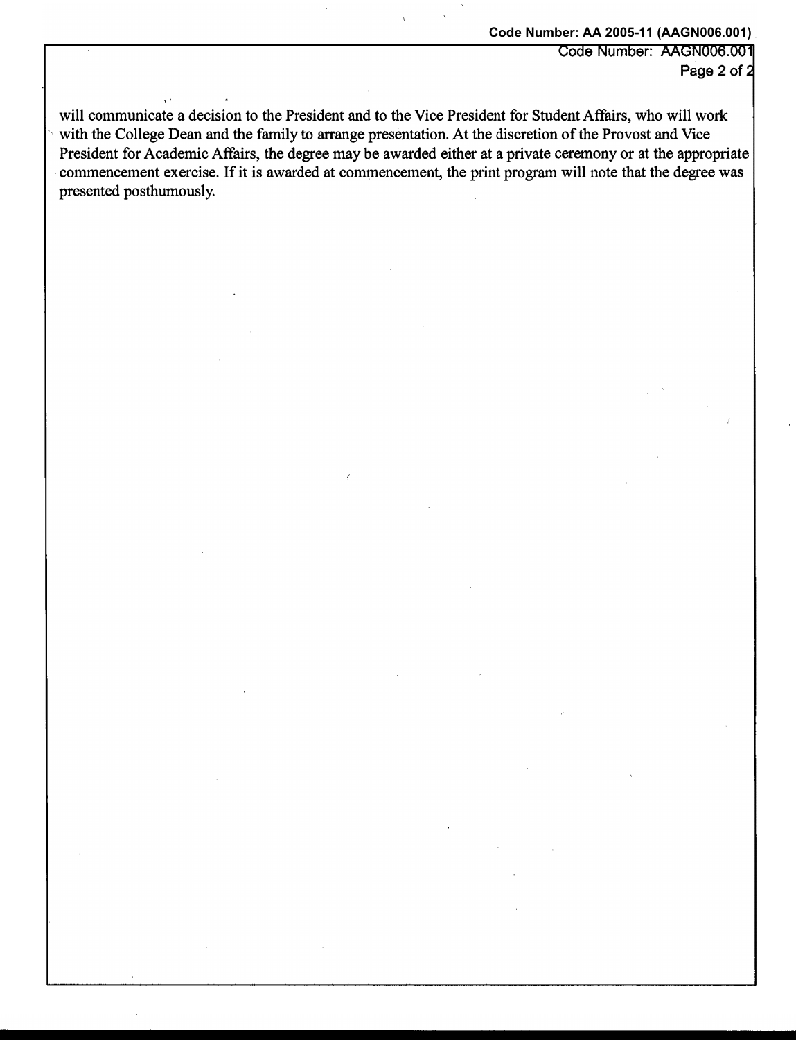will communicate a decision to the President and to the Vice President for Student Affairs, who will work with the College Dean and the family to arrange presentation. At the discretion of the Provost and Vice President for Academic Affairs, the degree may be awarded either at a private ceremony or at the appropriate commencement exercise. If it is awarded at commencement, the print program will note that the degree was presented posthumously.